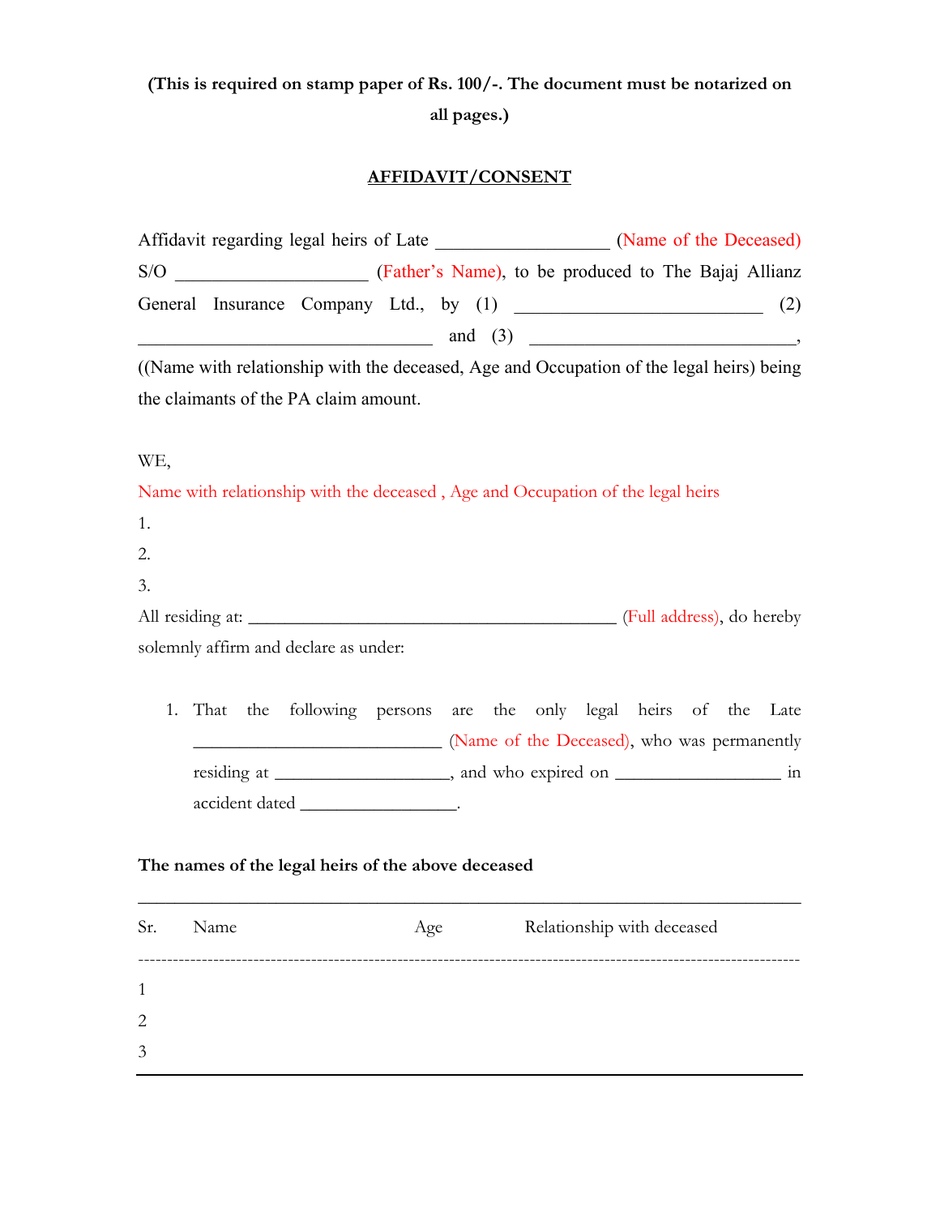**(This is required on stamp paper of Rs. 100/-. The document must be notarized on all pages.)**

# AFFIDAVIT/CONSENT

Affidavit regarding legal heirs of Late __________________ (Name of the Deceased) S/O ____________________ (Father's Name), to be produced to The Bajaj Allianz General Insurance Company Ltd., by (1) __________________________ (2) _______________________________ and (3) ____________________________, ((Name with relationship with the deceased, Age and Occupation of the legal heirs) being the claimants of the PA claim amount.

WE,

Name with relationship with the deceased , Age and Occupation of the legal heirs

1.
2.
3.

All residing at: _______________________________________ (Full address), do hereby solemnly affirm and declare as under:

1. That the following persons are the only legal heirs of the Late __________________________ (Name of the Deceased), who was permanently residing at __________________, and who expired on _________________ in accident dated ________________.

**The names of the legal heirs of the above deceased**

| Sr. | Name | Age | Relationship with deceased |
|---|---|---|---|
| 1 | | | |
| 2 | | | |
| 3 | | | |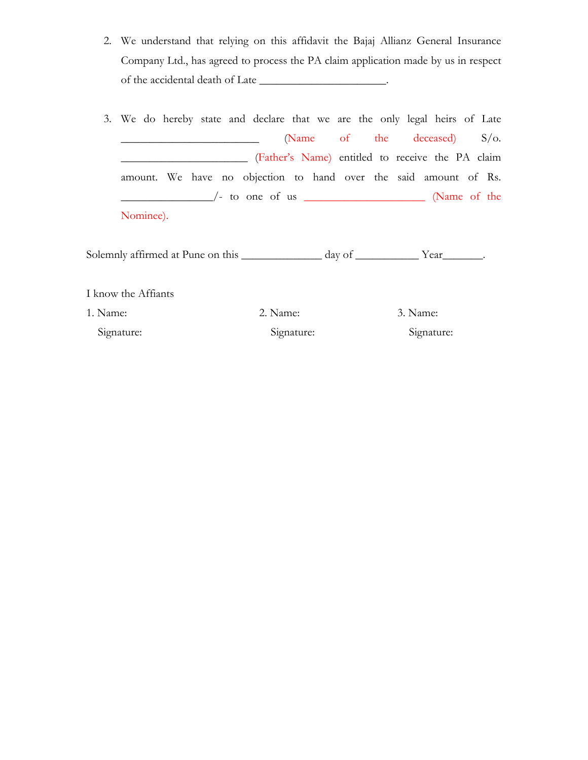2. We understand that relying on this affidavit the Bajaj Allianz General Insurance Company Ltd., has agreed to process the PA claim application made by us in respect of the accidental death of Late ______________________.

3. We do hereby state and declare that we are the only legal heirs of Late ________________________ (Name of the deceased) S/o. ______________________ (Father's Name) entitled to receive the PA claim amount. We have no objection to hand over the said amount of Rs. ________________/- to one of us _____________________ (Name of the Nominee).

Solemnly affirmed at Pune on this ______________ day of ___________ Year_______.

I know the Affiants

1. Name:
   Signature:

2. Name:
   Signature:

3. Name:
   Signature: